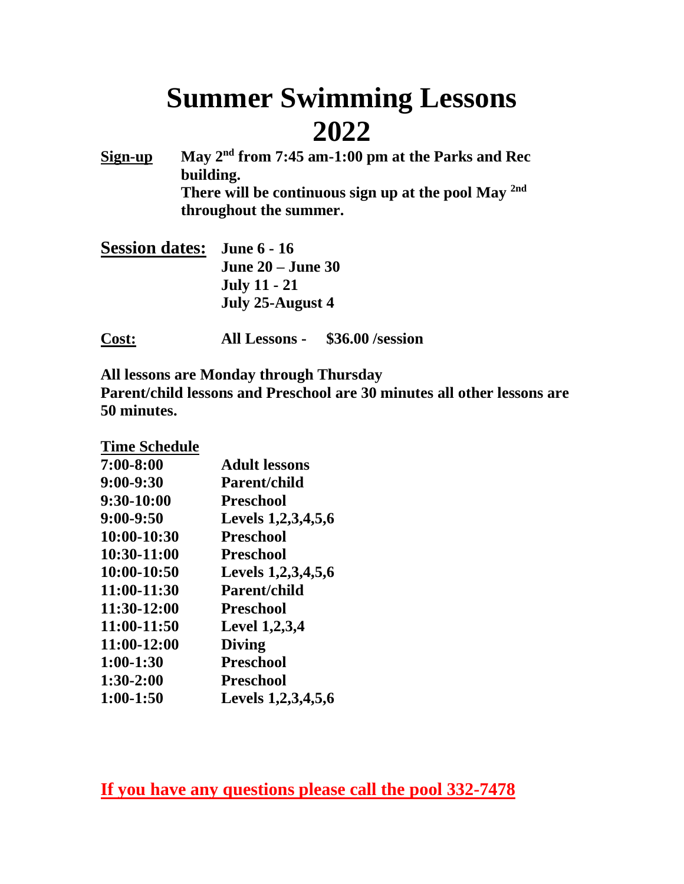# Summer Swimming Lessons 2022

**Sign-up** **May 2nd from 7:45 am-1:00 pm at the Parks and Rec building.**
**There will be continuous sign up at the pool May 2nd throughout the summer.**

**Session dates:** **June 6 - 16**
**June 20 – June 30**
**July 11 - 21**
**July 25-August 4**

**Cost:** **All Lessons - $36.00 /session**

**All lessons are Monday through Thursday**
**Parent/child lessons and Preschool are 30 minutes all other lessons are 50 minutes.**

**Time Schedule**

| | |
|---|---|
| **7:00-8:00** | **Adult lessons** |
| **9:00-9:30** | **Parent/child** |
| **9:30-10:00** | **Preschool** |
| **9:00-9:50** | **Levels 1,2,3,4,5,6** |
| **10:00-10:30** | **Preschool** |
| **10:30-11:00** | **Preschool** |
| **10:00-10:50** | **Levels 1,2,3,4,5,6** |
| **11:00-11:30** | **Parent/child** |
| **11:30-12:00** | **Preschool** |
| **11:00-11:50** | **Level 1,2,3,4** |
| **11:00-12:00** | **Diving** |
| **1:00-1:30** | **Preschool** |
| **1:30-2:00** | **Preschool** |
| **1:00-1:50** | **Levels 1,2,3,4,5,6** |

**If you have any questions please call the pool 332-7478**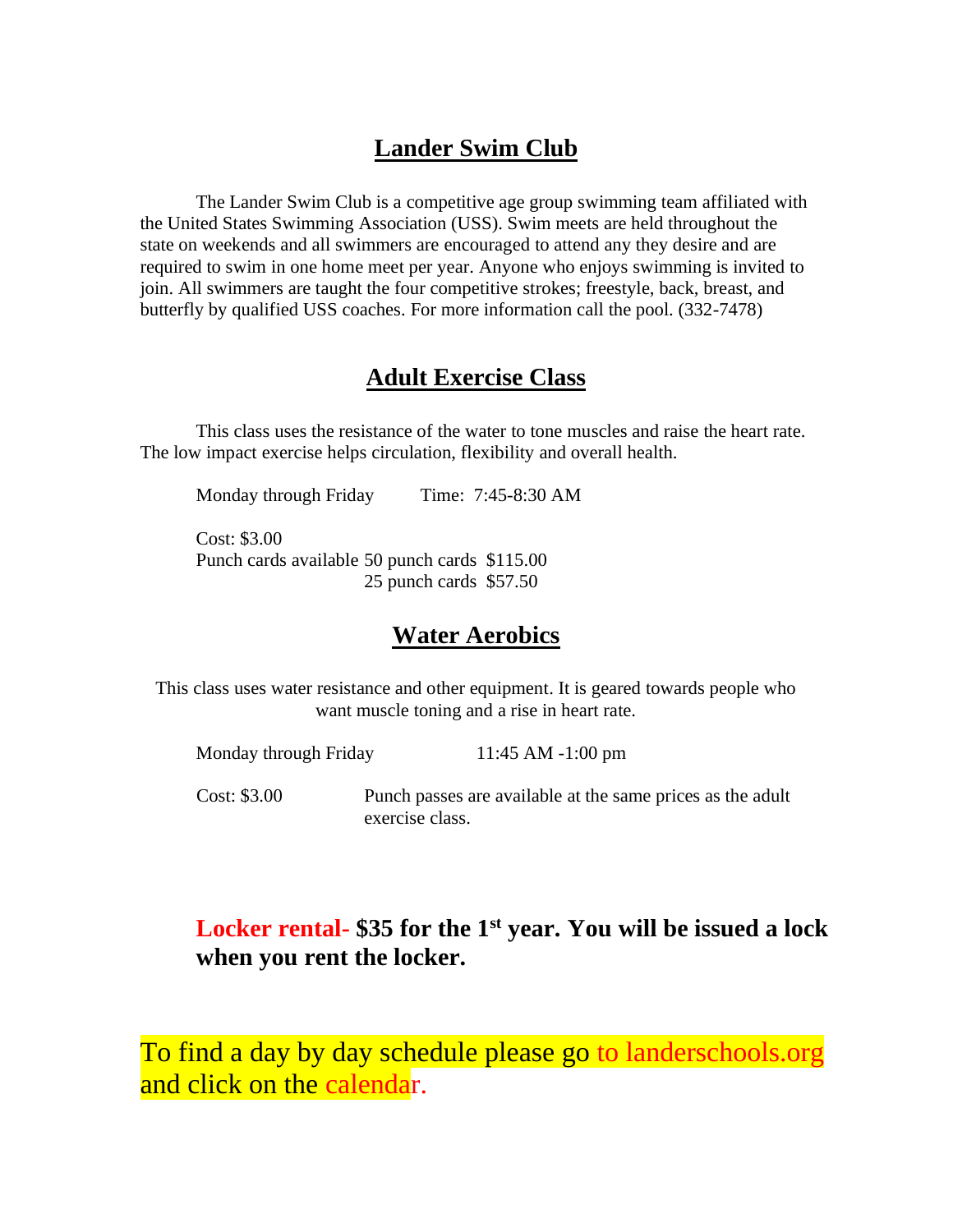## Lander Swim Club

The Lander Swim Club is a competitive age group swimming team affiliated with the United States Swimming Association (USS). Swim meets are held throughout the state on weekends and all swimmers are encouraged to attend any they desire and are required to swim in one home meet per year. Anyone who enjoys swimming is invited to join. All swimmers are taught the four competitive strokes; freestyle, back, breast, and butterfly by qualified USS coaches. For more information call the pool. (332-7478)

## Adult Exercise Class

This class uses the resistance of the water to tone muscles and raise the heart rate. The low impact exercise helps circulation, flexibility and overall health.

Monday through Friday    Time: 7:45-8:30 AM

Cost: $3.00
Punch cards available 50 punch cards $115.00
25 punch cards $57.50

## Water Aerobics

This class uses water resistance and other equipment. It is geared towards people who want muscle toning and a rise in heart rate.

Monday through Friday    11:45 AM -1:00 pm

Cost: $3.00    Punch passes are available at the same prices as the adult exercise class.

**Locker rental- $35 for the 1st year. You will be issued a lock when you rent the locker.**

To find a day by day schedule please go to landerschools.org and click on the calendar.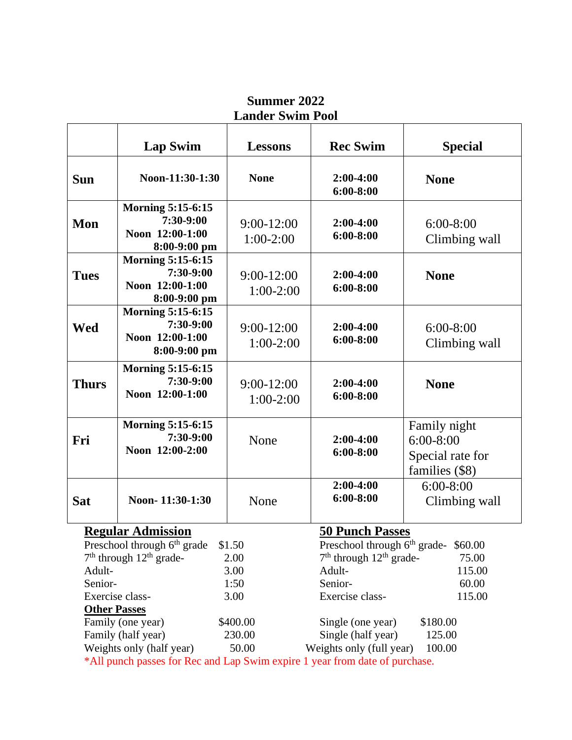# Summer 2022
# Lander Swim Pool

| | Lap Swim | Lessons | Rec Swim | Special |
|---|---|---|---|---|
| **Sun** | **Noon-11:30-1:30** | **None** | **2:00-4:00**<br>**6:00-8:00** | **None** |
| **Mon** | **Morning 5:15-6:15**<br>**7:30-9:00**<br>**Noon 12:00-1:00**<br>**8:00-9:00 pm** | 9:00-12:00<br>1:00-2:00 | **2:00-4:00**<br>**6:00-8:00** | 6:00-8:00<br>Climbing wall |
| **Tues** | **Morning 5:15-6:15**<br>**7:30-9:00**<br>**Noon 12:00-1:00**<br>**8:00-9:00 pm** | 9:00-12:00<br>1:00-2:00 | **2:00-4:00**<br>**6:00-8:00** | **None** |
| **Wed** | **Morning 5:15-6:15**<br>**7:30-9:00**<br>**Noon 12:00-1:00**<br>**8:00-9:00 pm** | 9:00-12:00<br>1:00-2:00 | **2:00-4:00**<br>**6:00-8:00** | 6:00-8:00<br>Climbing wall |
| **Thurs** | **Morning 5:15-6:15**<br>**7:30-9:00**<br>**Noon 12:00-1:00** | 9:00-12:00<br>1:00-2:00 | **2:00-4:00**<br>**6:00-8:00** | **None** |
| **Fri** | **Morning 5:15-6:15**<br>**7:30-9:00**<br>**Noon 12:00-2:00** | None | **2:00-4:00**<br>**6:00-8:00** | Family night<br>6:00-8:00<br>Special rate for families ($8) |
| **Sat** | **Noon- 11:30-1:30** | None | **2:00-4:00**<br>**6:00-8:00** | 6:00-8:00<br>Climbing wall |

**Regular Admission**

| | |
|---|---|
| Preschool through 6th grade | $1.50 |
| 7th through 12th grade- | 2.00 |
| Adult- | 3.00 |
| Senior- | 1:50 |
| Exercise class- | 3.00 |

**50 Punch Passes**

| | |
|---|---|
| Preschool through 6th grade- | $60.00 |
| 7th through 12th grade- | 75.00 |
| Adult- | 115.00 |
| Senior- | 60.00 |
| Exercise class- | 115.00 |

**Other Passes**

| | | | |
|---|---|---|---|
| Family (one year) | $400.00 | Single (one year) | $180.00 |
| Family (half year) | 230.00 | Single (half year) | 125.00 |
| Weights only (half year) | 50.00 | Weights only (full year) | 100.00 |

*All punch passes for Rec and Lap Swim expire 1 year from date of purchase.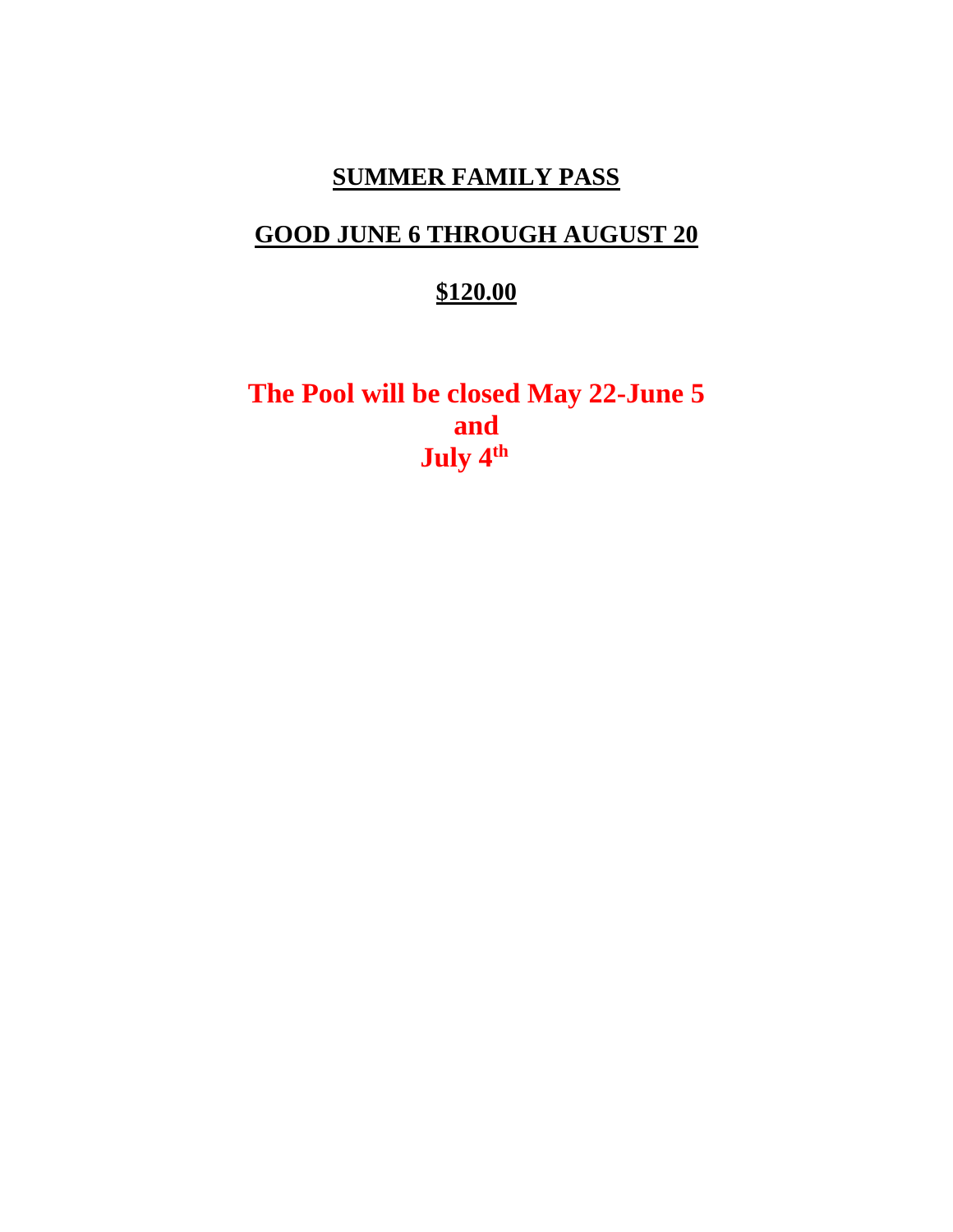**SUMMER FAMILY PASS**

**GOOD JUNE 6 THROUGH AUGUST 20**

**$120.00**

**The Pool will be closed May 22-June 5
and
July 4th**